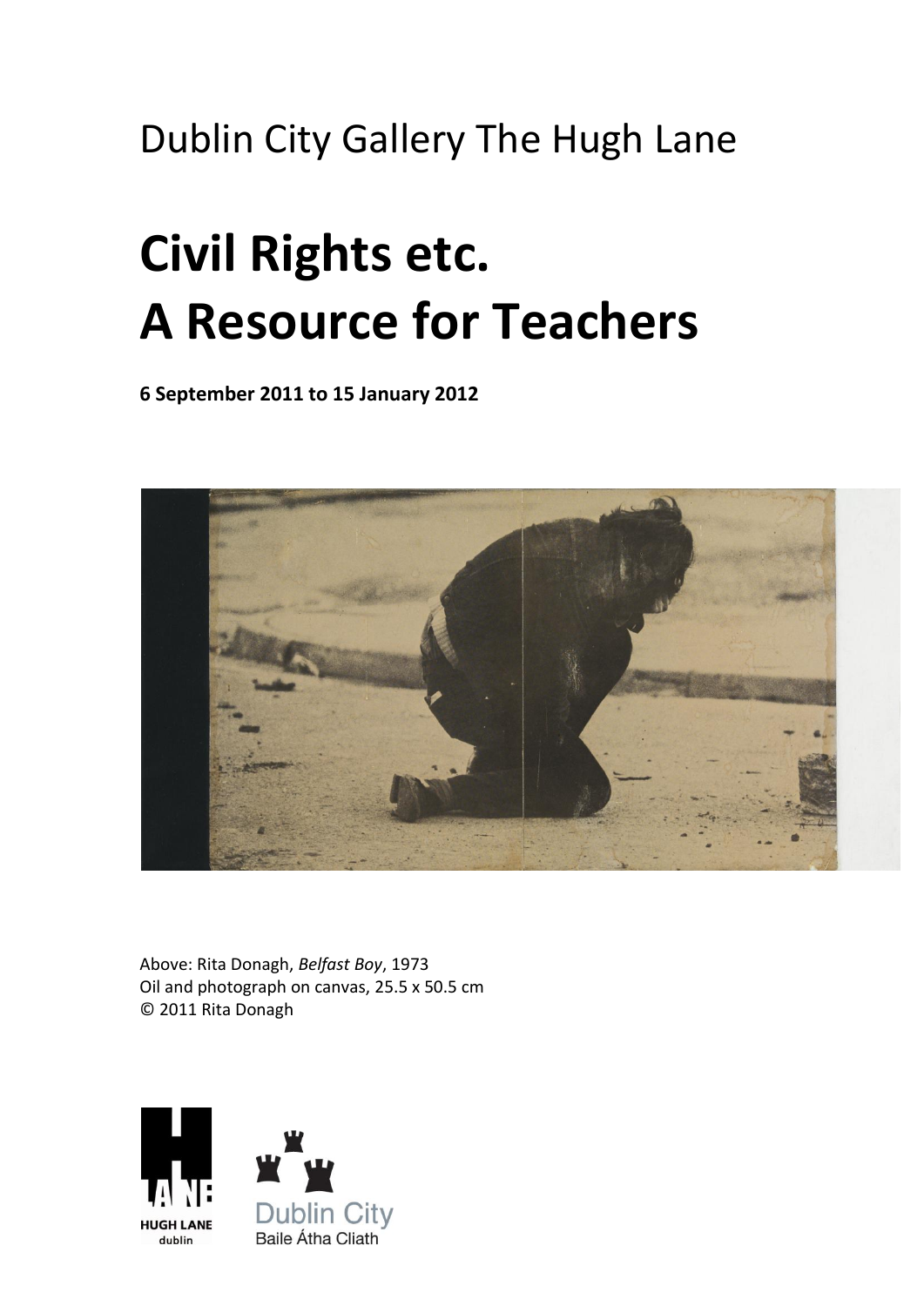Dublin City Gallery The Hugh Lane

# Civil Rights etc.
# A Resource for Teachers

**6 September 2011 to 15 January 2012**

Above: Rita Donagh, *Belfast Boy*, 1973
Oil and photograph on canvas, 25.5 x 50.5 cm
© 2011 Rita Donagh

HUGH LANE dublin

Dublin City
Baile Átha Cliath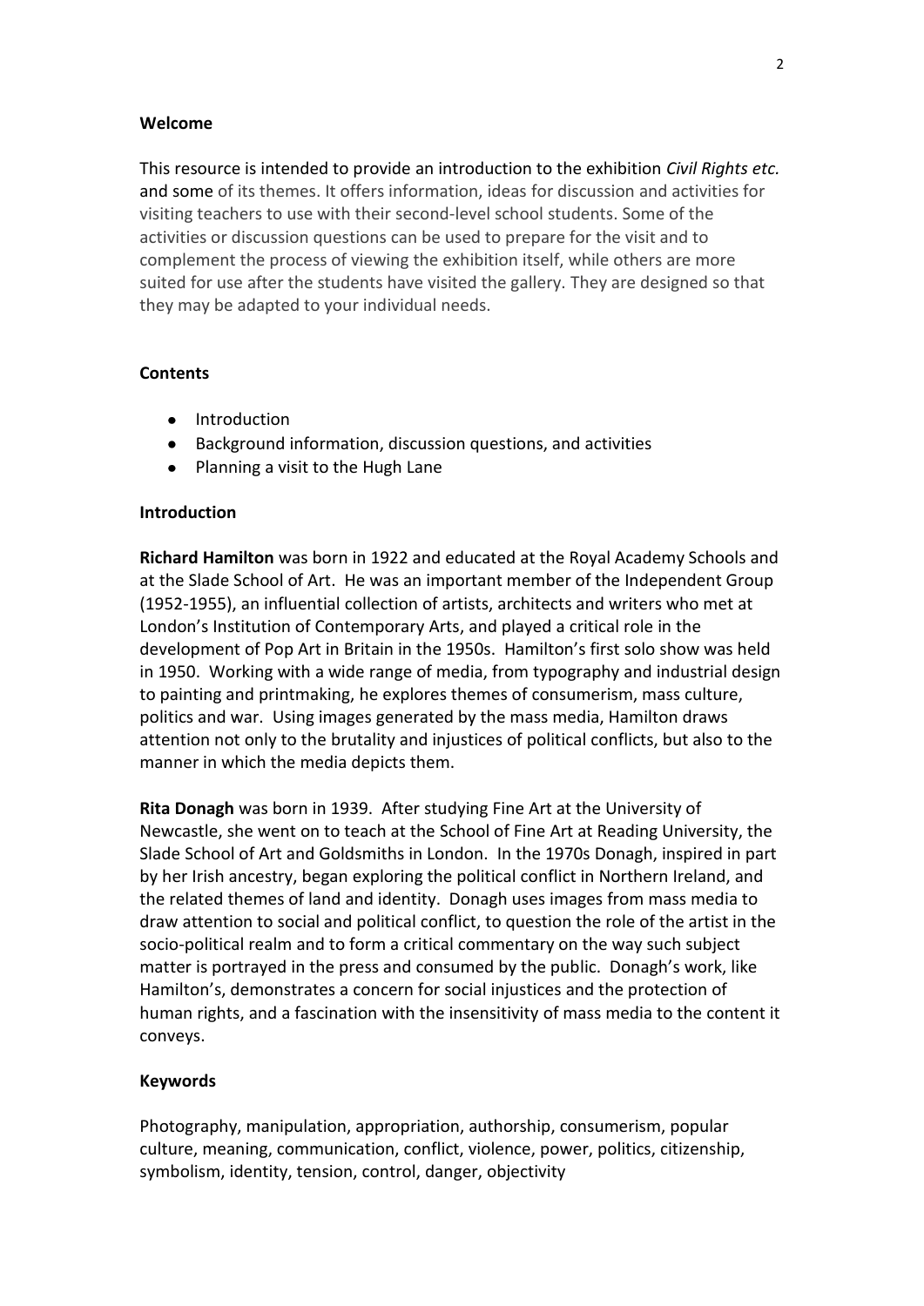**Welcome**

This resource is intended to provide an introduction to the exhibition *Civil Rights etc.* and some of its themes. It offers information, ideas for discussion and activities for visiting teachers to use with their second-level school students. Some of the activities or discussion questions can be used to prepare for the visit and to complement the process of viewing the exhibition itself, while others are more suited for use after the students have visited the gallery. They are designed so that they may be adapted to your individual needs.

**Contents**

- Introduction
- Background information, discussion questions, and activities
- Planning a visit to the Hugh Lane

**Introduction**

**Richard Hamilton** was born in 1922 and educated at the Royal Academy Schools and at the Slade School of Art. He was an important member of the Independent Group (1952-1955), an influential collection of artists, architects and writers who met at London's Institution of Contemporary Arts, and played a critical role in the development of Pop Art in Britain in the 1950s. Hamilton's first solo show was held in 1950. Working with a wide range of media, from typography and industrial design to painting and printmaking, he explores themes of consumerism, mass culture, politics and war. Using images generated by the mass media, Hamilton draws attention not only to the brutality and injustices of political conflicts, but also to the manner in which the media depicts them.

**Rita Donagh** was born in 1939. After studying Fine Art at the University of Newcastle, she went on to teach at the School of Fine Art at Reading University, the Slade School of Art and Goldsmiths in London. In the 1970s Donagh, inspired in part by her Irish ancestry, began exploring the political conflict in Northern Ireland, and the related themes of land and identity. Donagh uses images from mass media to draw attention to social and political conflict, to question the role of the artist in the socio-political realm and to form a critical commentary on the way such subject matter is portrayed in the press and consumed by the public. Donagh's work, like Hamilton's, demonstrates a concern for social injustices and the protection of human rights, and a fascination with the insensitivity of mass media to the content it conveys.

**Keywords**

Photography, manipulation, appropriation, authorship, consumerism, popular culture, meaning, communication, conflict, violence, power, politics, citizenship, symbolism, identity, tension, control, danger, objectivity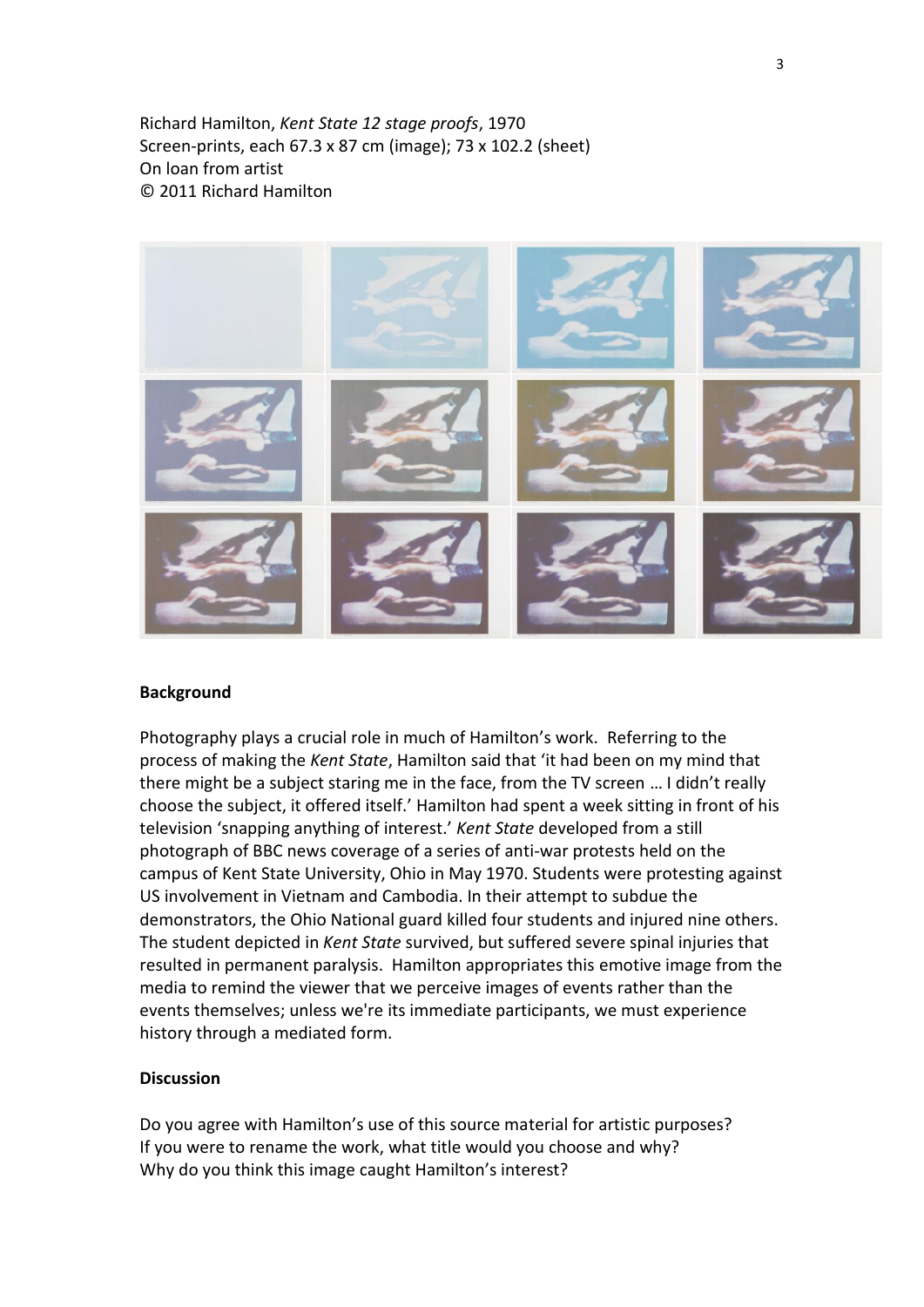Richard Hamilton, *Kent State 12 stage proofs*, 1970
Screen-prints, each 67.3 x 87 cm (image); 73 x 102.2 (sheet)
On loan from artist
© 2011 Richard Hamilton

## Background

Photography plays a crucial role in much of Hamilton's work. Referring to the process of making the *Kent State*, Hamilton said that 'it had been on my mind that there might be a subject staring me in the face, from the TV screen … I didn't really choose the subject, it offered itself.' Hamilton had spent a week sitting in front of his television 'snapping anything of interest.' *Kent State* developed from a still photograph of BBC news coverage of a series of anti-war protests held on the campus of Kent State University, Ohio in May 1970. Students were protesting against US involvement in Vietnam and Cambodia. In their attempt to subdue the demonstrators, the Ohio National guard killed four students and injured nine others. The student depicted in *Kent State* survived, but suffered severe spinal injuries that resulted in permanent paralysis. Hamilton appropriates this emotive image from the media to remind the viewer that we perceive images of events rather than the events themselves; unless we're its immediate participants, we must experience history through a mediated form.

## Discussion

Do you agree with Hamilton's use of this source material for artistic purposes?
If you were to rename the work, what title would you choose and why?
Why do you think this image caught Hamilton's interest?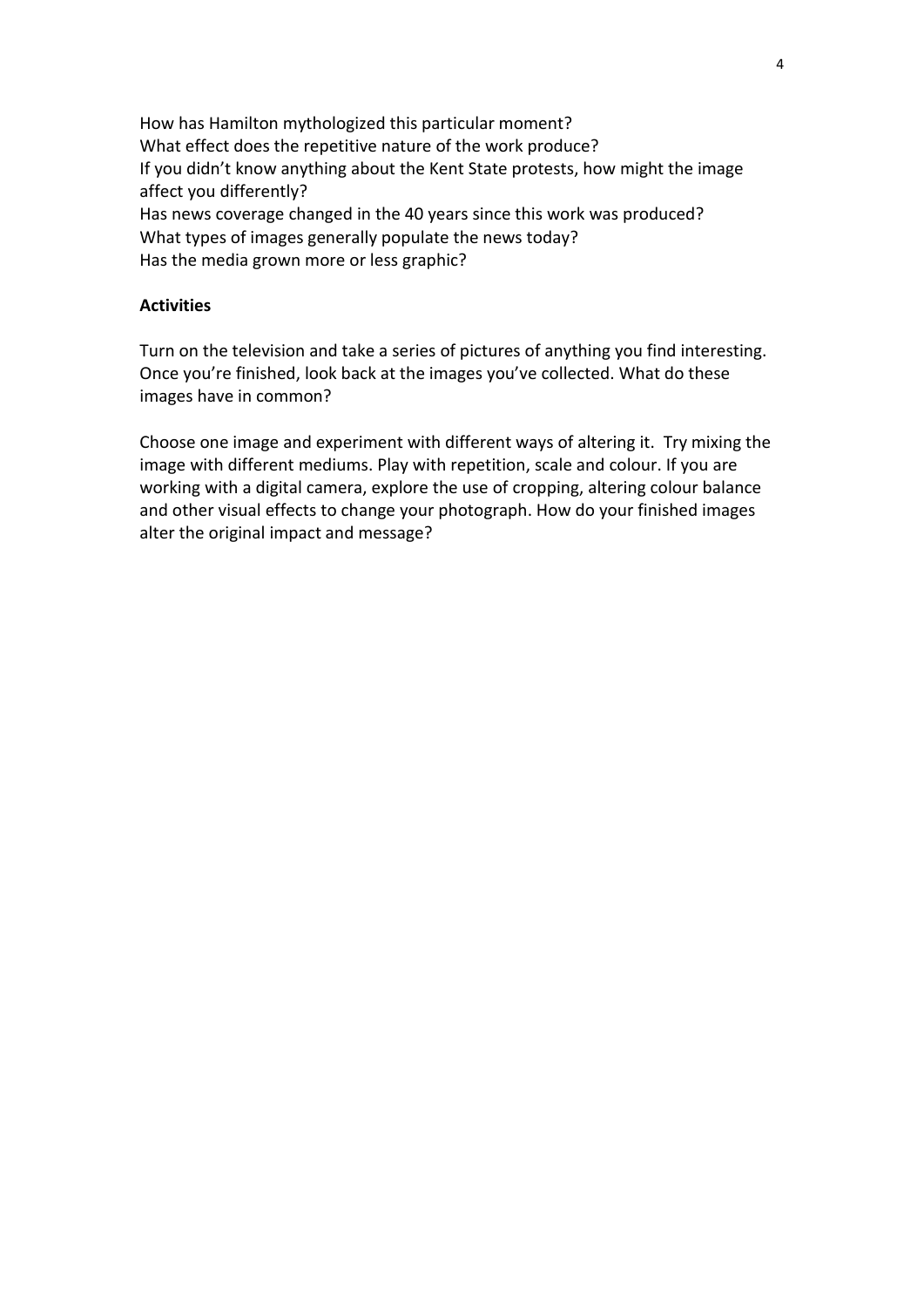How has Hamilton mythologized this particular moment?
What effect does the repetitive nature of the work produce?
If you didn't know anything about the Kent State protests, how might the image affect you differently?
Has news coverage changed in the 40 years since this work was produced?
What types of images generally populate the news today?
Has the media grown more or less graphic?

**Activities**

Turn on the television and take a series of pictures of anything you find interesting. Once you're finished, look back at the images you've collected. What do these images have in common?

Choose one image and experiment with different ways of altering it. Try mixing the image with different mediums. Play with repetition, scale and colour. If you are working with a digital camera, explore the use of cropping, altering colour balance and other visual effects to change your photograph. How do your finished images alter the original impact and message?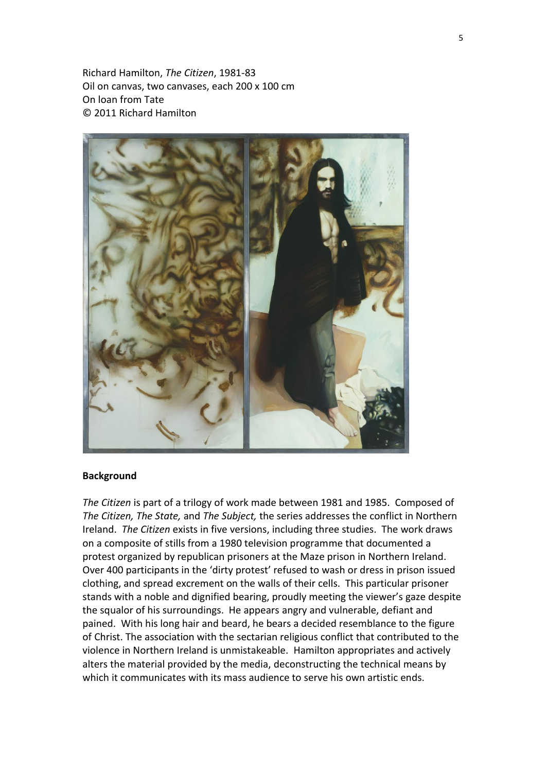Richard Hamilton, *The Citizen*, 1981-83
Oil on canvas, two canvases, each 200 x 100 cm
On loan from Tate
© 2011 Richard Hamilton

**Background**

*The Citizen* is part of a trilogy of work made between 1981 and 1985. Composed of *The Citizen, The State,* and *The Subject,* the series addresses the conflict in Northern Ireland. *The Citizen* exists in five versions, including three studies. The work draws on a composite of stills from a 1980 television programme that documented a protest organized by republican prisoners at the Maze prison in Northern Ireland. Over 400 participants in the 'dirty protest' refused to wash or dress in prison issued clothing, and spread excrement on the walls of their cells. This particular prisoner stands with a noble and dignified bearing, proudly meeting the viewer's gaze despite the squalor of his surroundings. He appears angry and vulnerable, defiant and pained. With his long hair and beard, he bears a decided resemblance to the figure of Christ. The association with the sectarian religious conflict that contributed to the violence in Northern Ireland is unmistakeable. Hamilton appropriates and actively alters the material provided by the media, deconstructing the technical means by which it communicates with its mass audience to serve his own artistic ends.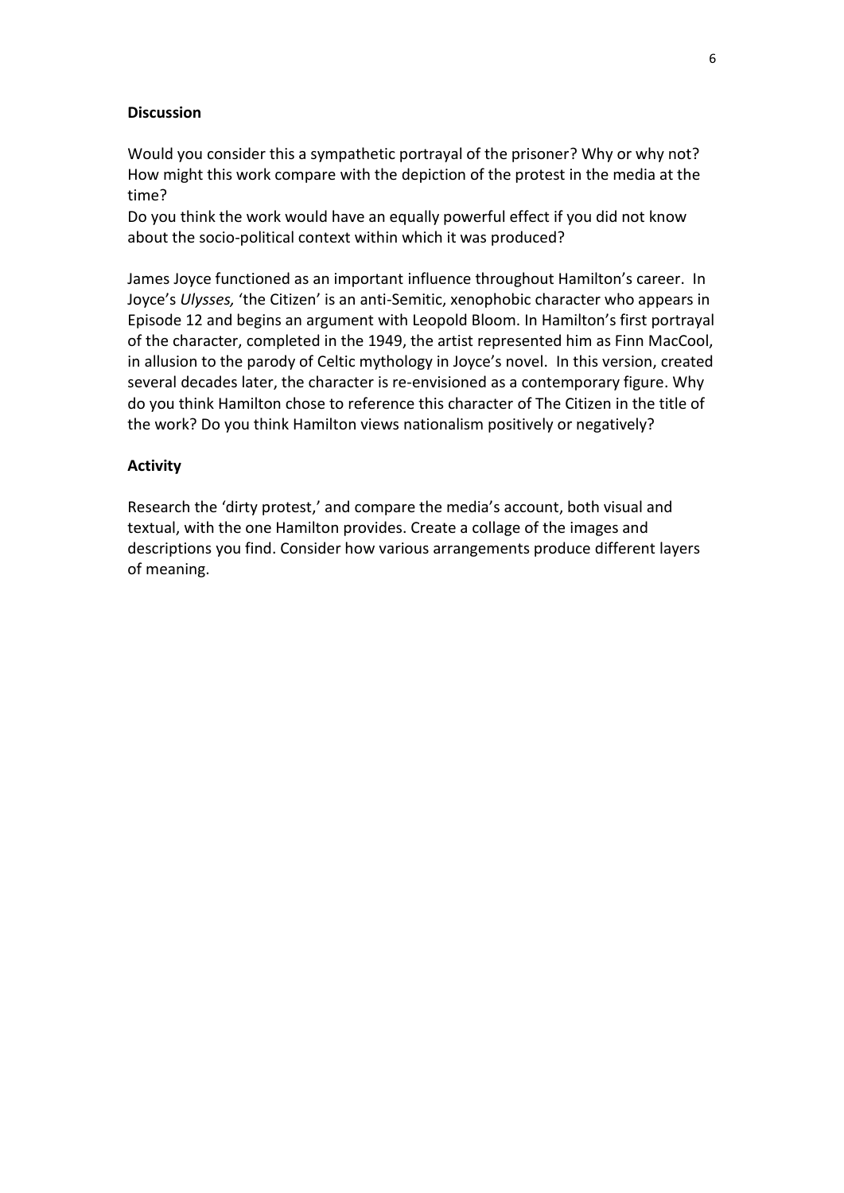**Discussion**

Would you consider this a sympathetic portrayal of the prisoner? Why or why not? How might this work compare with the depiction of the protest in the media at the time?

Do you think the work would have an equally powerful effect if you did not know about the socio-political context within which it was produced?

James Joyce functioned as an important influence throughout Hamilton's career. In Joyce's *Ulysses,* 'the Citizen' is an anti-Semitic, xenophobic character who appears in Episode 12 and begins an argument with Leopold Bloom. In Hamilton's first portrayal of the character, completed in the 1949, the artist represented him as Finn MacCool, in allusion to the parody of Celtic mythology in Joyce's novel. In this version, created several decades later, the character is re-envisioned as a contemporary figure. Why do you think Hamilton chose to reference this character of The Citizen in the title of the work? Do you think Hamilton views nationalism positively or negatively?

**Activity**

Research the 'dirty protest,' and compare the media's account, both visual and textual, with the one Hamilton provides. Create a collage of the images and descriptions you find. Consider how various arrangements produce different layers of meaning.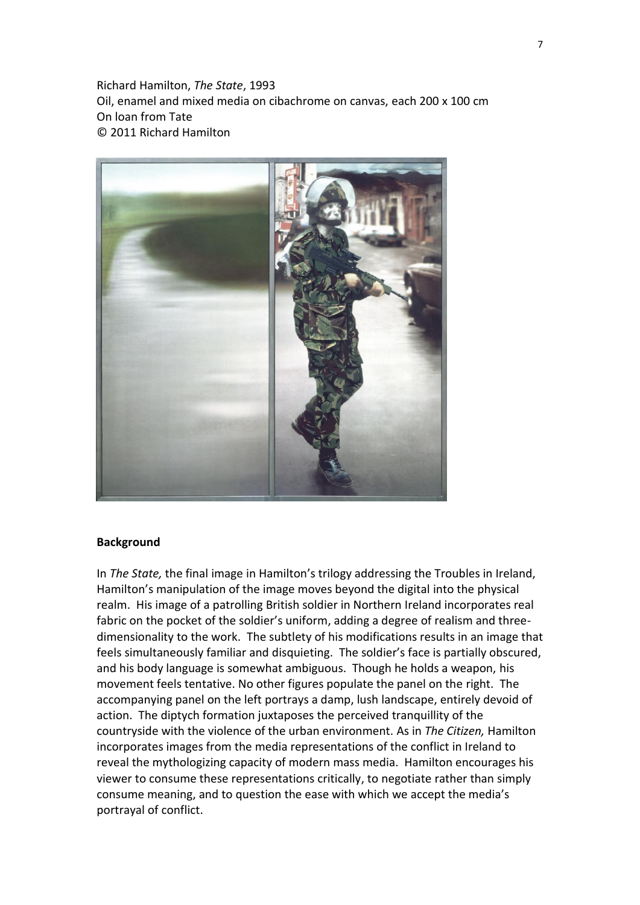Richard Hamilton, *The State*, 1993
Oil, enamel and mixed media on cibachrome on canvas, each 200 x 100 cm
On loan from Tate
© 2011 Richard Hamilton

**Background**

In *The State,* the final image in Hamilton's trilogy addressing the Troubles in Ireland, Hamilton's manipulation of the image moves beyond the digital into the physical realm. His image of a patrolling British soldier in Northern Ireland incorporates real fabric on the pocket of the soldier's uniform, adding a degree of realism and three-dimensionality to the work. The subtlety of his modifications results in an image that feels simultaneously familiar and disquieting. The soldier's face is partially obscured, and his body language is somewhat ambiguous. Though he holds a weapon, his movement feels tentative. No other figures populate the panel on the right. The accompanying panel on the left portrays a damp, lush landscape, entirely devoid of action. The diptych formation juxtaposes the perceived tranquillity of the countryside with the violence of the urban environment. As in *The Citizen,* Hamilton incorporates images from the media representations of the conflict in Ireland to reveal the mythologizing capacity of modern mass media. Hamilton encourages his viewer to consume these representations critically, to negotiate rather than simply consume meaning, and to question the ease with which we accept the media's portrayal of conflict.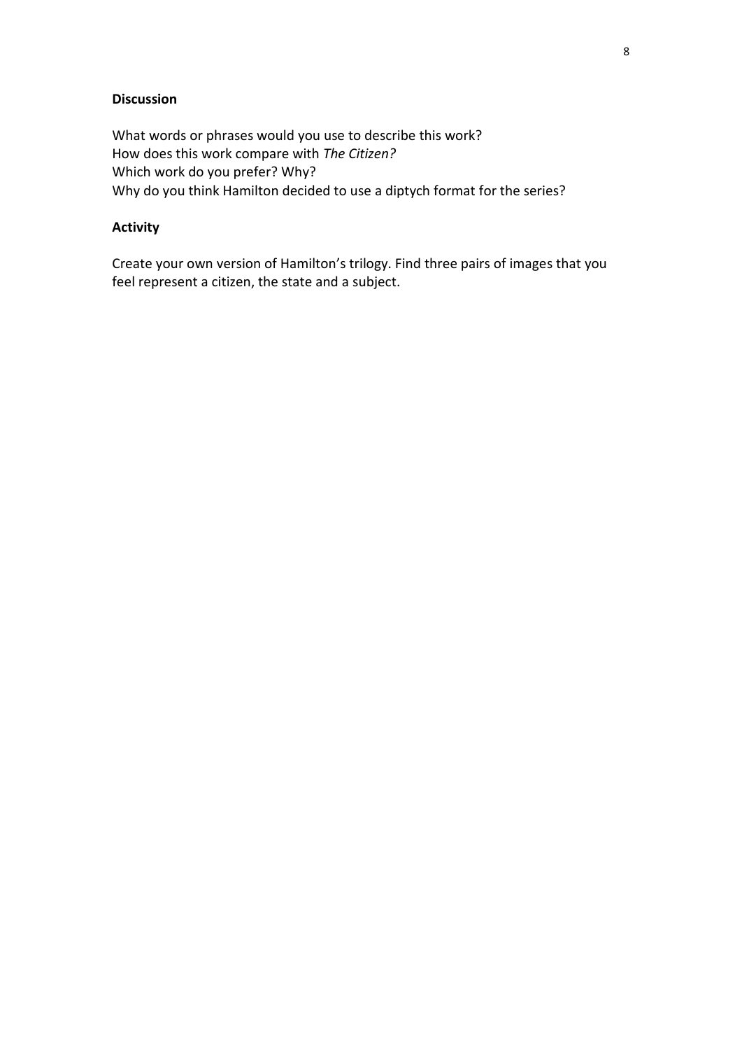**Discussion**

What words or phrases would you use to describe this work?
How does this work compare with *The Citizen?*
Which work do you prefer? Why?
Why do you think Hamilton decided to use a diptych format for the series?

**Activity**

Create your own version of Hamilton's trilogy. Find three pairs of images that you feel represent a citizen, the state and a subject.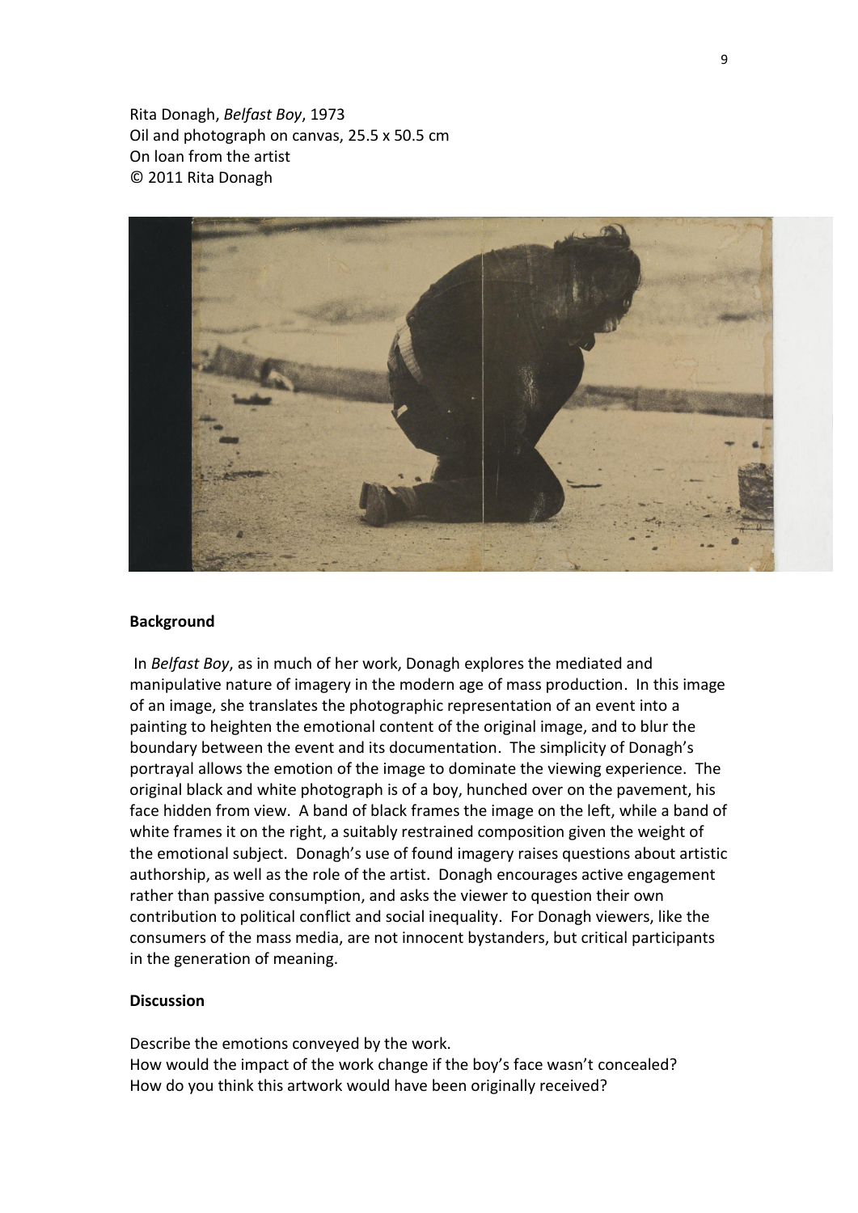Rita Donagh, *Belfast Boy*, 1973
Oil and photograph on canvas, 25.5 x 50.5 cm
On loan from the artist
© 2011 Rita Donagh

**Background**

In *Belfast Boy*, as in much of her work, Donagh explores the mediated and manipulative nature of imagery in the modern age of mass production. In this image of an image, she translates the photographic representation of an event into a painting to heighten the emotional content of the original image, and to blur the boundary between the event and its documentation. The simplicity of Donagh's portrayal allows the emotion of the image to dominate the viewing experience. The original black and white photograph is of a boy, hunched over on the pavement, his face hidden from view. A band of black frames the image on the left, while a band of white frames it on the right, a suitably restrained composition given the weight of the emotional subject. Donagh's use of found imagery raises questions about artistic authorship, as well as the role of the artist. Donagh encourages active engagement rather than passive consumption, and asks the viewer to question their own contribution to political conflict and social inequality. For Donagh viewers, like the consumers of the mass media, are not innocent bystanders, but critical participants in the generation of meaning.

**Discussion**

Describe the emotions conveyed by the work.
How would the impact of the work change if the boy's face wasn't concealed?
How do you think this artwork would have been originally received?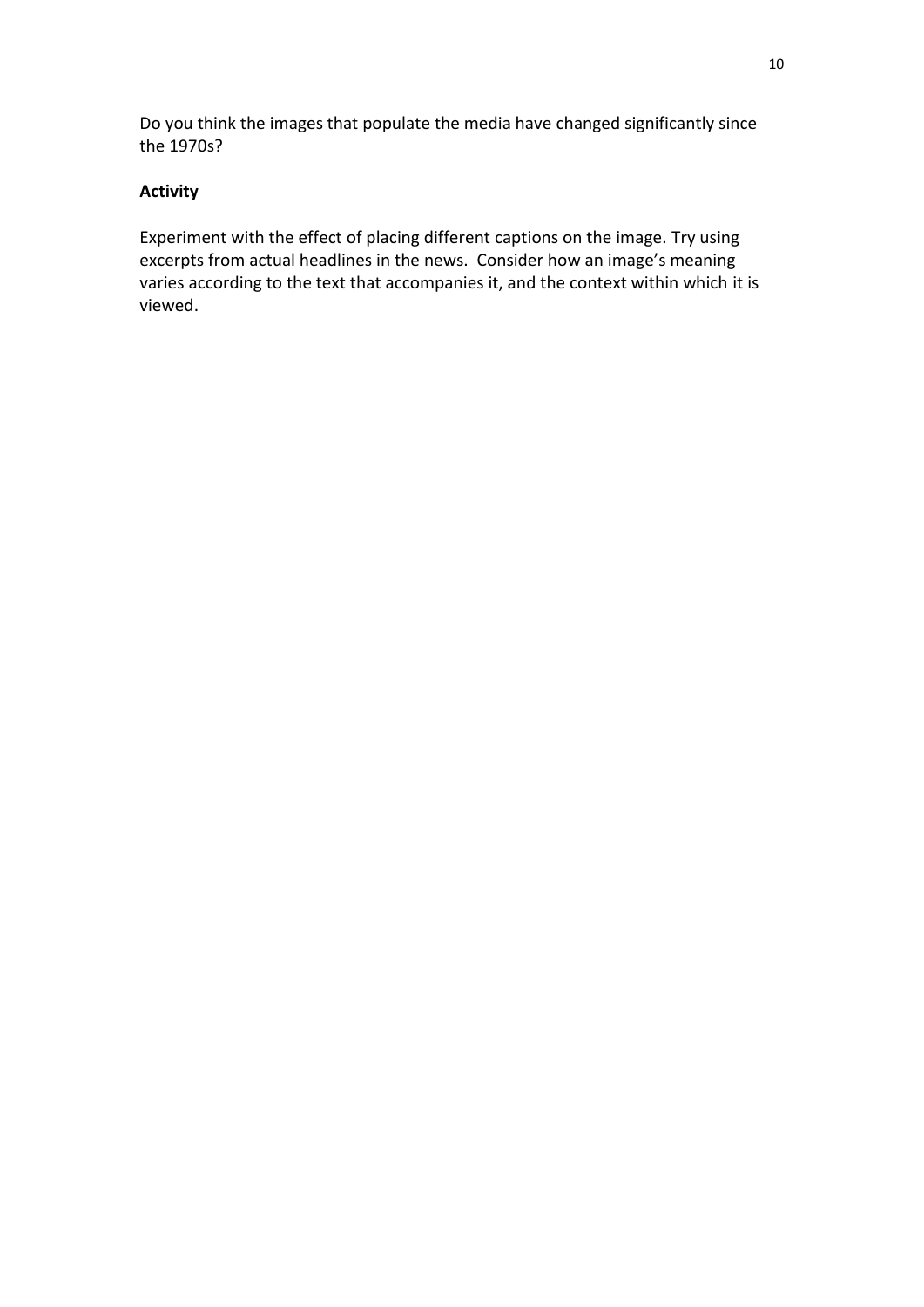Do you think the images that populate the media have changed significantly since the 1970s?

**Activity**

Experiment with the effect of placing different captions on the image. Try using excerpts from actual headlines in the news. Consider how an image's meaning varies according to the text that accompanies it, and the context within which it is viewed.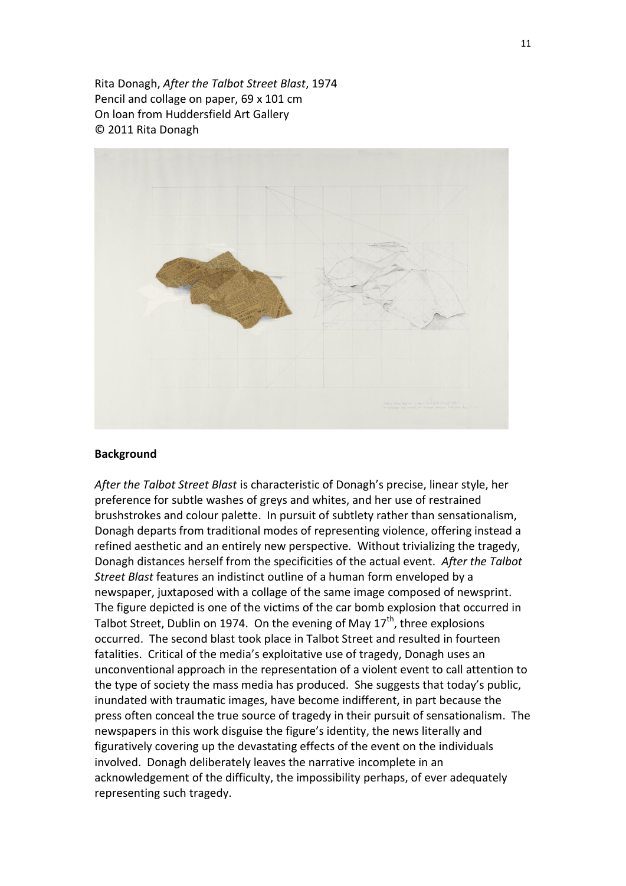Rita Donagh, *After the Talbot Street Blast*, 1974
Pencil and collage on paper, 69 x 101 cm
On loan from Huddersfield Art Gallery
© 2011 Rita Donagh

**Background**

*After the Talbot Street Blast* is characteristic of Donagh's precise, linear style, her preference for subtle washes of greys and whites, and her use of restrained brushstrokes and colour palette. In pursuit of subtlety rather than sensationalism, Donagh departs from traditional modes of representing violence, offering instead a refined aesthetic and an entirely new perspective. Without trivializing the tragedy, Donagh distances herself from the specificities of the actual event. *After the Talbot Street Blast* features an indistinct outline of a human form enveloped by a newspaper, juxtaposed with a collage of the same image composed of newsprint. The figure depicted is one of the victims of the car bomb explosion that occurred in Talbot Street, Dublin on 1974. On the evening of May 17th, three explosions occurred. The second blast took place in Talbot Street and resulted in fourteen fatalities. Critical of the media's exploitative use of tragedy, Donagh uses an unconventional approach in the representation of a violent event to call attention to the type of society the mass media has produced. She suggests that today's public, inundated with traumatic images, have become indifferent, in part because the press often conceal the true source of tragedy in their pursuit of sensationalism. The newspapers in this work disguise the figure's identity, the news literally and figuratively covering up the devastating effects of the event on the individuals involved. Donagh deliberately leaves the narrative incomplete in an acknowledgement of the difficulty, the impossibility perhaps, of ever adequately representing such tragedy.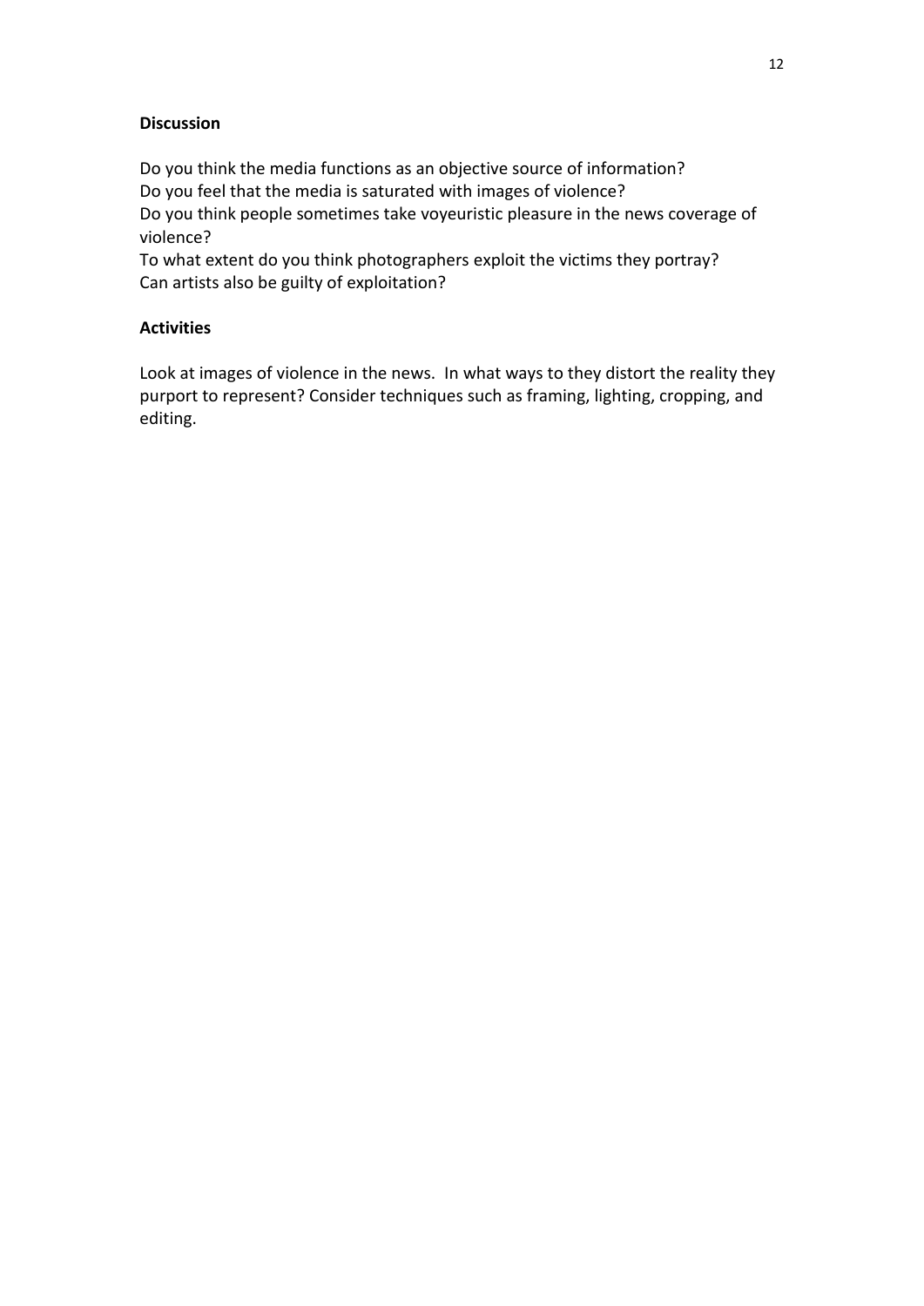**Discussion**

Do you think the media functions as an objective source of information?
Do you feel that the media is saturated with images of violence?
Do you think people sometimes take voyeuristic pleasure in the news coverage of violence?
To what extent do you think photographers exploit the victims they portray?
Can artists also be guilty of exploitation?

**Activities**

Look at images of violence in the news. In what ways to they distort the reality they purport to represent? Consider techniques such as framing, lighting, cropping, and editing.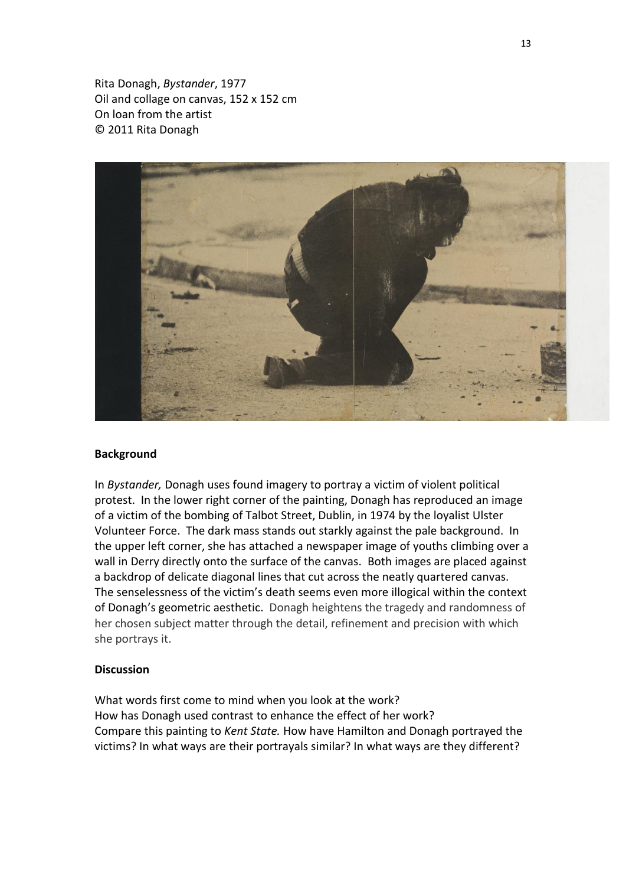Rita Donagh, *Bystander*, 1977
Oil and collage on canvas, 152 x 152 cm
On loan from the artist
© 2011 Rita Donagh

**Background**

In *Bystander,* Donagh uses found imagery to portray a victim of violent political protest. In the lower right corner of the painting, Donagh has reproduced an image of a victim of the bombing of Talbot Street, Dublin, in 1974 by the loyalist Ulster Volunteer Force. The dark mass stands out starkly against the pale background. In the upper left corner, she has attached a newspaper image of youths climbing over a wall in Derry directly onto the surface of the canvas. Both images are placed against a backdrop of delicate diagonal lines that cut across the neatly quartered canvas. The senselessness of the victim's death seems even more illogical within the context of Donagh's geometric aesthetic. Donagh heightens the tragedy and randomness of her chosen subject matter through the detail, refinement and precision with which she portrays it.

**Discussion**

What words first come to mind when you look at the work?
How has Donagh used contrast to enhance the effect of her work?
Compare this painting to *Kent State.* How have Hamilton and Donagh portrayed the victims? In what ways are their portrayals similar? In what ways are they different?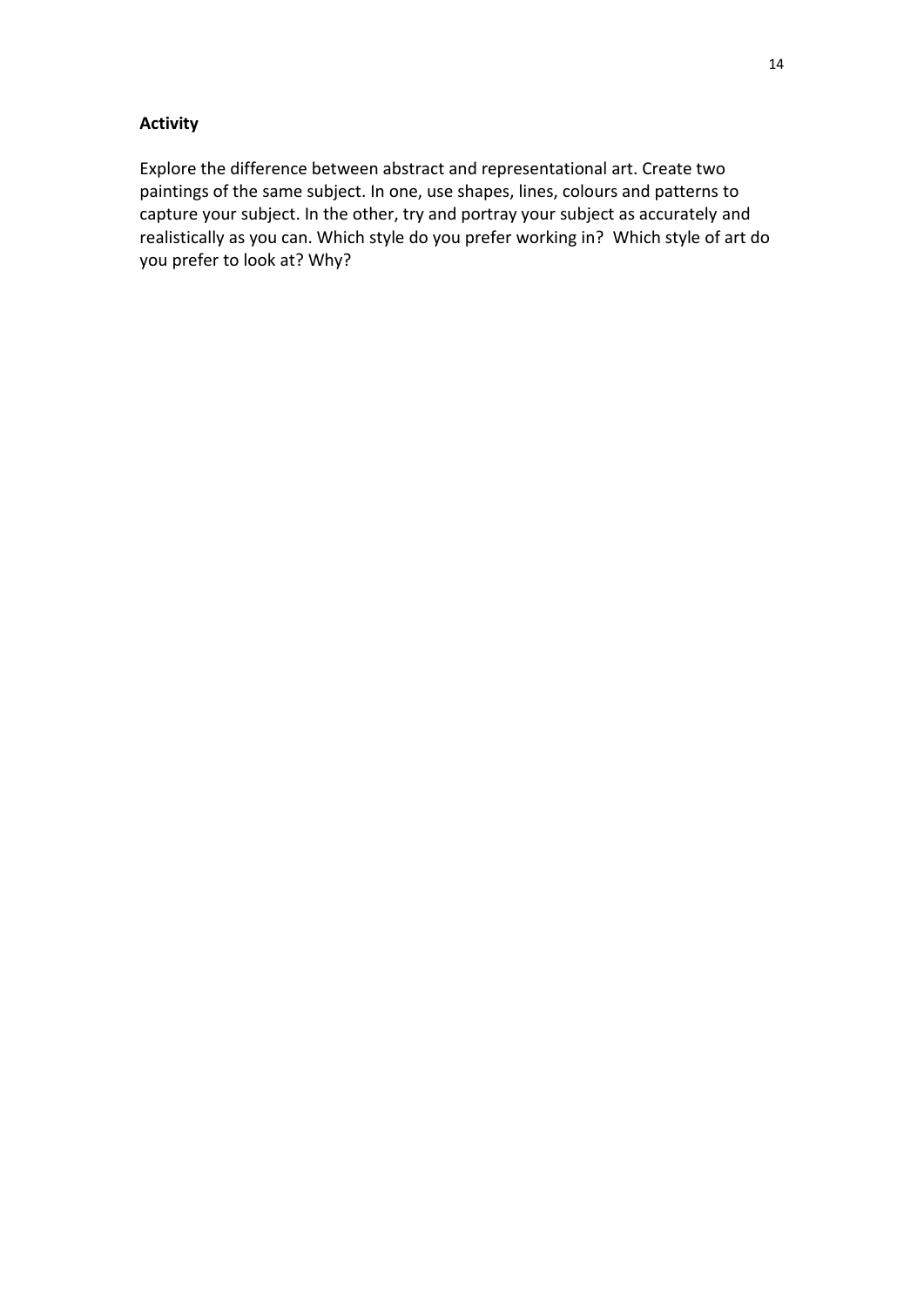**Activity**

Explore the difference between abstract and representational art. Create two paintings of the same subject. In one, use shapes, lines, colours and patterns to capture your subject. In the other, try and portray your subject as accurately and realistically as you can. Which style do you prefer working in? Which style of art do you prefer to look at? Why?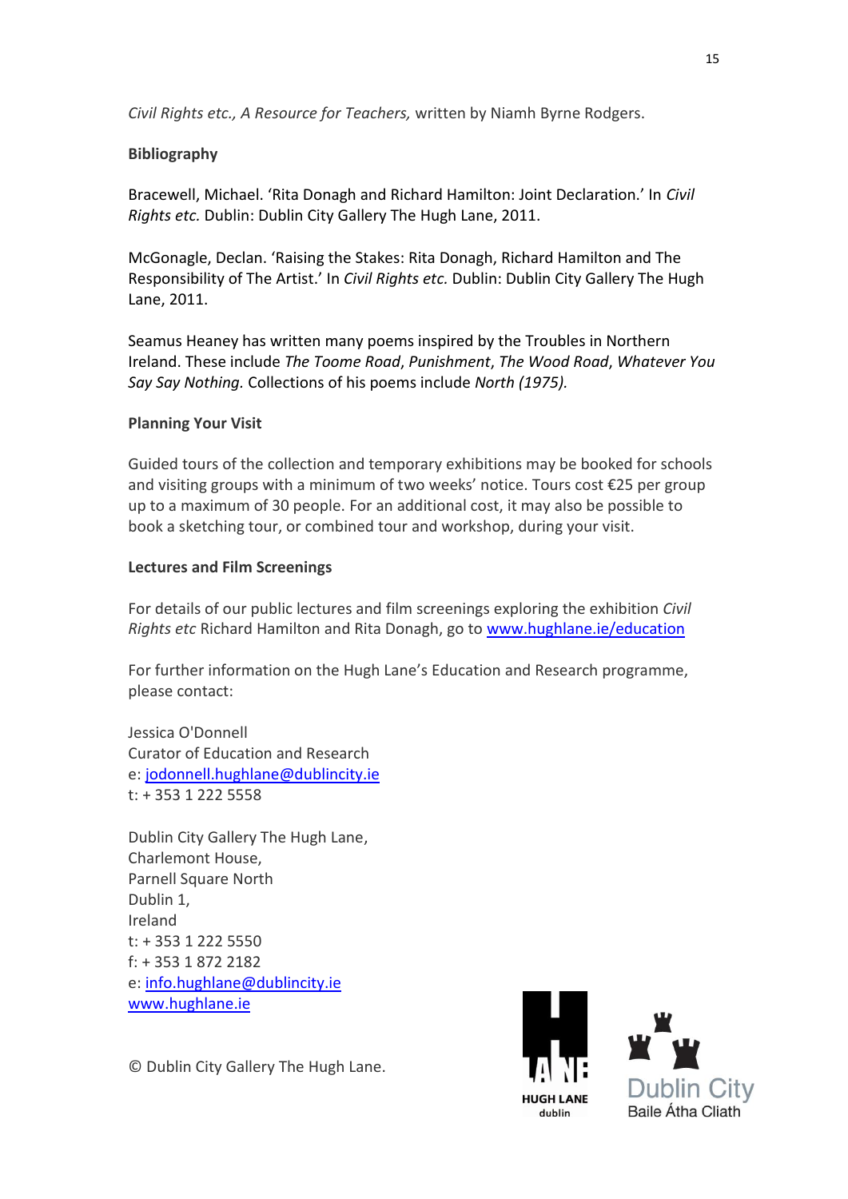*Civil Rights etc., A Resource for Teachers,* written by Niamh Byrne Rodgers.

**Bibliography**

Bracewell, Michael. 'Rita Donagh and Richard Hamilton: Joint Declaration.' In *Civil Rights etc.* Dublin: Dublin City Gallery The Hugh Lane, 2011.

McGonagle, Declan. 'Raising the Stakes: Rita Donagh, Richard Hamilton and The Responsibility of The Artist.' In *Civil Rights etc.* Dublin: Dublin City Gallery The Hugh Lane, 2011.

Seamus Heaney has written many poems inspired by the Troubles in Northern Ireland. These include *The Toome Road*, *Punishment*, *The Wood Road*, *Whatever You Say Say Nothing.* Collections of his poems include *North (1975).*

**Planning Your Visit**

Guided tours of the collection and temporary exhibitions may be booked for schools and visiting groups with a minimum of two weeks' notice. Tours cost €25 per group up to a maximum of 30 people. For an additional cost, it may also be possible to book a sketching tour, or combined tour and workshop, during your visit.

**Lectures and Film Screenings**

For details of our public lectures and film screenings exploring the exhibition *Civil Rights etc* Richard Hamilton and Rita Donagh, go to www.hughlane.ie/education

For further information on the Hugh Lane's Education and Research programme, please contact:

Jessica O'Donnell
Curator of Education and Research
e: jodonnell.hughlane@dublincity.ie
t: + 353 1 222 5558

Dublin City Gallery The Hugh Lane,
Charlemont House,
Parnell Square North
Dublin 1,
Ireland
t: + 353 1 222 5550
f: + 353 1 872 2182
e: info.hughlane@dublincity.ie
www.hughlane.ie

© Dublin City Gallery The Hugh Lane.

HUGH LANE
dublin

Dublin City
Baile Átha Cliath